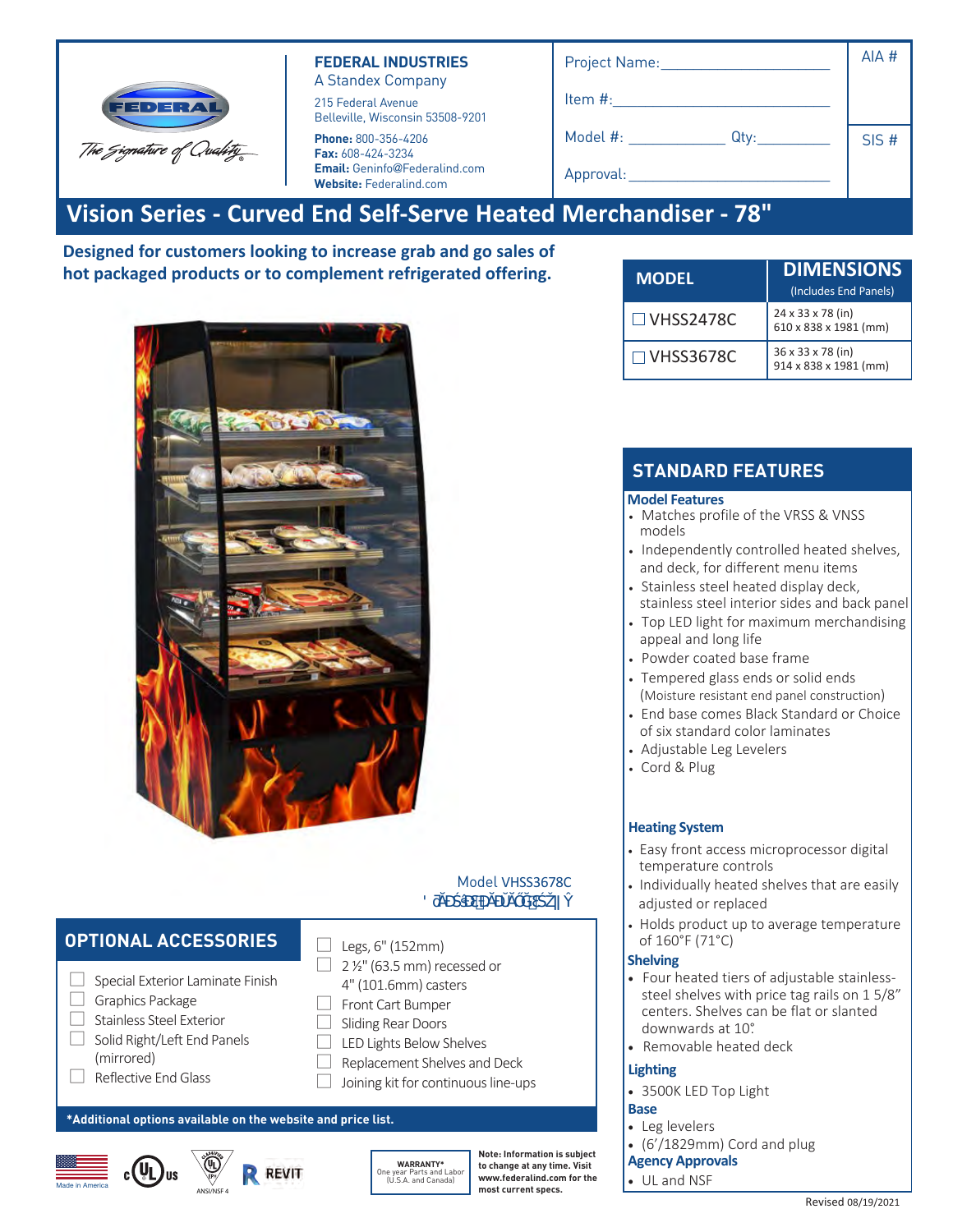FEDERAL
The Signature of Quality

**FEDERAL INDUSTRIES**
A Standex Company
215 Federal Avenue
Belleville, Wisconsin 53508-9201
**Phone:** 800-356-4206
**Fax:** 608-424-3234
**Email:** Geninfo@Federalind.com
**Website:** Federalind.com

Project Name:______________________

Item #:______________________

Model #: ______________ Qty:__________

Approval:______________________

AIA #

SIS #

# Vision Series - Curved End Self-Serve Heated Merchandiser - 78"

**Designed for customers looking to increase grab and go sales of hot packaged products or to complement refrigerated offering.**

| MODEL | DIMENSIONS (Includes End Panels) |
|---|---|
| ☐ VHSS2478C | 24 x 33 x 78 (in) 610 x 838 x 1981 (mm) |
| ☐ VHSS3678C | 36 x 33 x 78 (in) 914 x 838 x 1981 (mm) |

Model VHSS3678C

## STANDARD FEATURES

### Model Features
- Matches profile of the VRSS & VNSS models
- Independently controlled heated shelves, and deck, for different menu items
- Stainless steel heated display deck, stainless steel interior sides and back panel
- Top LED light for maximum merchandising appeal and long life
- Powder coated base frame
- Tempered glass ends or solid ends (Moisture resistant end panel construction)
- End base comes Black Standard or Choice of six standard color laminates
- Adjustable Leg Levelers
- Cord & Plug

### Heating System
- Easy front access microprocessor digital temperature controls
- Individually heated shelves that are easily adjusted or replaced
- Holds product up to average temperature of 160°F (71°C)

### Shelving
- Four heated tiers of adjustable stainless-steel shelves with price tag rails on 1 5/8" centers. Shelves can be flat or slanted downwards at 10°.
- Removable heated deck

### Lighting
- 3500K LED Top Light

### Base
- Leg levelers
- (6'/1829mm) Cord and plug

### Agency Approvals
- UL and NSF

## OPTIONAL ACCESSORIES

- ☐ Special Exterior Laminate Finish
- ☐ Graphics Package
- ☐ Stainless Steel Exterior
- ☐ Solid Right/Left End Panels (mirrored)
- ☐ Reflective End Glass
- ☐ Legs, 6" (152mm)
- ☐ 2 ½" (63.5 mm) recessed or 4" (101.6mm) casters
- ☐ Front Cart Bumper
- ☐ Sliding Rear Doors
- ☐ LED Lights Below Shelves
- ☐ Replacement Shelves and Deck
- ☐ Joining kit for continuous line-ups

**\*Additional options available on the website and price list.**

Made in America | c UL us | ANSI/NSF 4 | REVIT

**WARRANTY\***
One year Parts and Labor (U.S.A. and Canada)

**Note: Information is subject to change at any time. Visit www.federalind.com for the most current specs.**

Revised 08/19/2021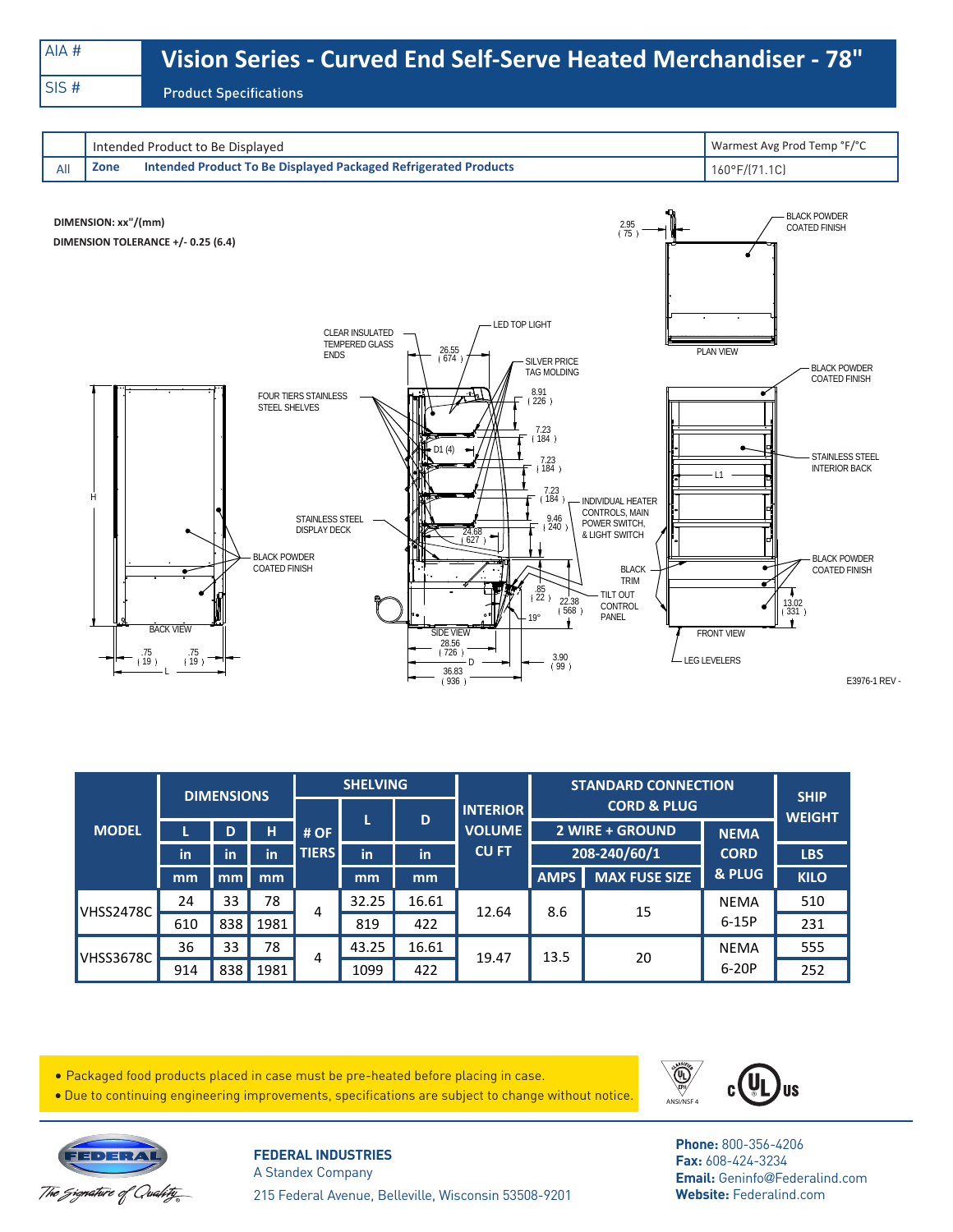| AIA # |
|---|
| SIS # |

# Vision Series - Curved End Self-Serve Heated Merchandiser - 78"

Product Specifications

| | Intended Product to Be Displayed | Warmest Avg Prod Temp °F/°C |
|---|---|---|
| All | **Zone** **Intended Product To Be Displayed Packaged Refrigerated Products** | 160°F/(71.1C) |

**DIMENSION: xx"/(mm)**

**DIMENSION TOLERANCE +/- 0.25 (6.4)**

BACK VIEW
H
.75 (19)
.75 (19)
L
BLACK POWDER COATED FINISH

CLEAR INSULATED TEMPERED GLASS ENDS
LED TOP LIGHT
26.55 (674)
SILVER PRICE TAG MOLDING
FOUR TIERS STAINLESS STEEL SHELVES
8.91 (226)
7.23 (184)
D1 (4)
7.23 (184)
7.23 (184)
INDIVIDUAL HEATER CONTROLS, MAIN POWER SWITCH, & LIGHT SWITCH
9.46 (240)
STAINLESS STEEL DISPLAY DECK
24.68 (627)
.85 (22)
22.38 (568)
19°
TILT OUT CONTROL PANEL
SIDE VIEW
28.56 (726)
D
36.83 (936)
3.90 (99)

2.95 (75)
BLACK POWDER COATED FINISH
PLAN VIEW
BLACK POWDER COATED FINISH
STAINLESS STEEL INTERIOR BACK
L1
BLACK TRIM
BLACK POWDER COATED FINISH
13.02 (331)
FRONT VIEW
LEG LEVELERS

E3976-1 REV -

| MODEL | DIMENSIONS | | | SHELVING | | | INTERIOR VOLUME CU FT | STANDARD CONNECTION CORD & PLUG | | | SHIP WEIGHT |
|---|---|---|---|---|---|---|---|---|---|---|---|
| | L | D | H | # OF TIERS | L | D | | 2 WIRE + GROUND | | NEMA CORD & PLUG | |
| | in | in | in | | in | in | | 208-240/60/1 | | | LBS |
| | mm | mm | mm | | mm | mm | | AMPS | MAX FUSE SIZE | | KILO |
| VHSS2478C | 24 | 33 | 78 | 4 | 32.25 | 16.61 | 12.64 | 8.6 | 15 | NEMA 6-15P | 510 |
| | 610 | 838 | 1981 | | 819 | 422 | | | | | 231 |
| VHSS3678C | 36 | 33 | 78 | 4 | 43.25 | 16.61 | 19.47 | 13.5 | 20 | NEMA 6-20P | 555 |
| | 914 | 838 | 1981 | | 1099 | 422 | | | | | 252 |

- Packaged food products placed in case must be pre-heated before placing in case.
- Due to continuing engineering improvements, specifications are subject to change without notice.

ANSI/NSF 4

c UL us

FEDERAL
The Signature of Quality

**FEDERAL INDUSTRIES**
A Standex Company
215 Federal Avenue, Belleville, Wisconsin 53508-9201

**Phone:** 800-356-4206
**Fax:** 608-424-3234
**Email:** Geninfo@Federalind.com
**Website:** Federalind.com